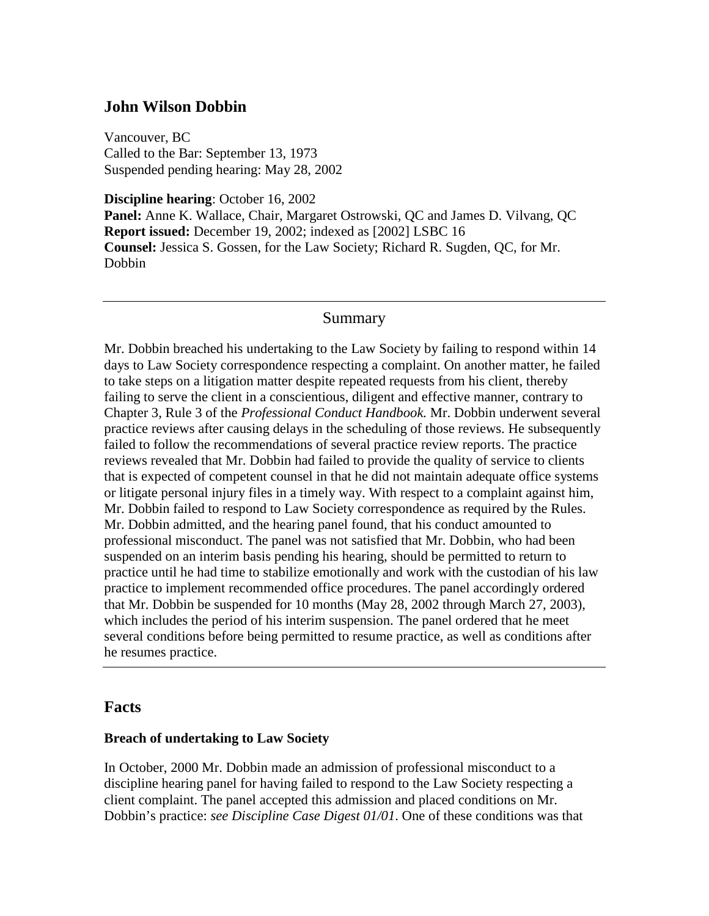# John Wilson Dobbin

Vancouver, BC
Called to the Bar: September 13, 1973
Suspended pending hearing: May 28, 2002

**Discipline hearing**: October 16, 2002
**Panel:** Anne K. Wallace, Chair, Margaret Ostrowski, QC and James D. Vilvang, QC
**Report issued:** December 19, 2002; indexed as [2002] LSBC 16
**Counsel:** Jessica S. Gossen, for the Law Society; Richard R. Sugden, QC, for Mr. Dobbin

---

## Summary

Mr. Dobbin breached his undertaking to the Law Society by failing to respond within 14 days to Law Society correspondence respecting a complaint. On another matter, he failed to take steps on a litigation matter despite repeated requests from his client, thereby failing to serve the client in a conscientious, diligent and effective manner, contrary to Chapter 3, Rule 3 of the *Professional Conduct Handbook.* Mr. Dobbin underwent several practice reviews after causing delays in the scheduling of those reviews. He subsequently failed to follow the recommendations of several practice review reports. The practice reviews revealed that Mr. Dobbin had failed to provide the quality of service to clients that is expected of competent counsel in that he did not maintain adequate office systems or litigate personal injury files in a timely way. With respect to a complaint against him, Mr. Dobbin failed to respond to Law Society correspondence as required by the Rules. Mr. Dobbin admitted, and the hearing panel found, that his conduct amounted to professional misconduct. The panel was not satisfied that Mr. Dobbin, who had been suspended on an interim basis pending his hearing, should be permitted to return to practice until he had time to stabilize emotionally and work with the custodian of his law practice to implement recommended office procedures. The panel accordingly ordered that Mr. Dobbin be suspended for 10 months (May 28, 2002 through March 27, 2003), which includes the period of his interim suspension. The panel ordered that he meet several conditions before being permitted to resume practice, as well as conditions after he resumes practice.

---

## Facts

### Breach of undertaking to Law Society

In October, 2000 Mr. Dobbin made an admission of professional misconduct to a discipline hearing panel for having failed to respond to the Law Society respecting a client complaint. The panel accepted this admission and placed conditions on Mr. Dobbin's practice: *see Discipline Case Digest 01/01*. One of these conditions was that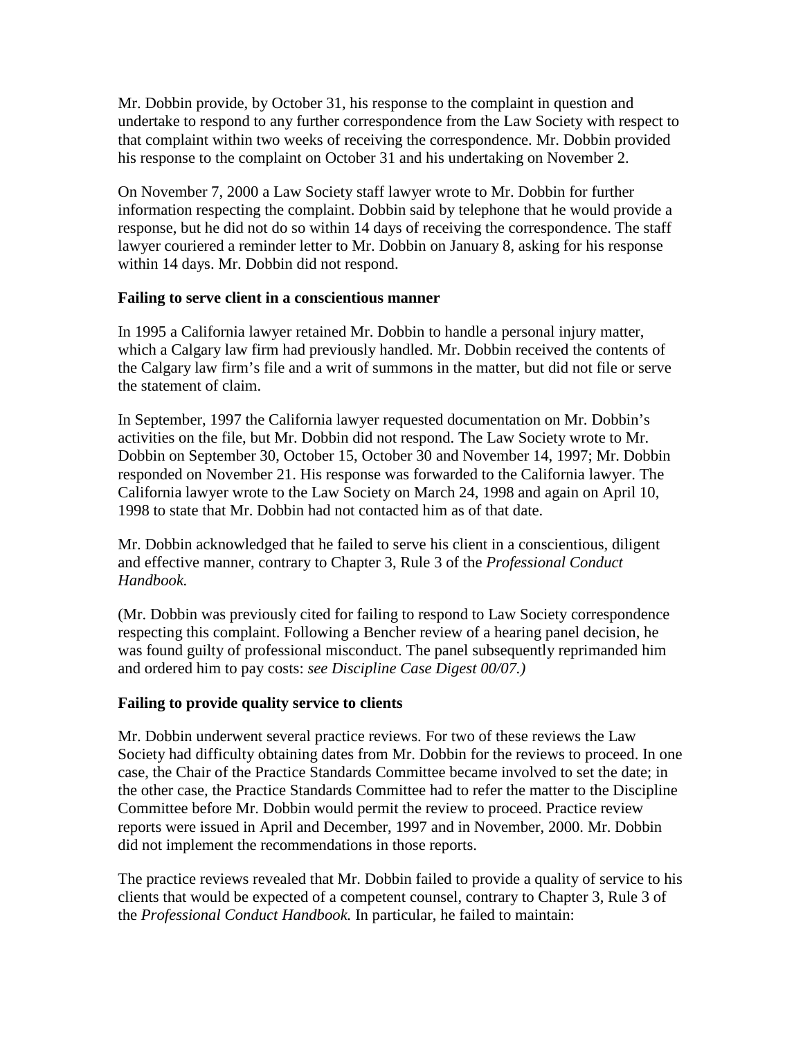Mr. Dobbin provide, by October 31, his response to the complaint in question and undertake to respond to any further correspondence from the Law Society with respect to that complaint within two weeks of receiving the correspondence. Mr. Dobbin provided his response to the complaint on October 31 and his undertaking on November 2.

On November 7, 2000 a Law Society staff lawyer wrote to Mr. Dobbin for further information respecting the complaint. Dobbin said by telephone that he would provide a response, but he did not do so within 14 days of receiving the correspondence. The staff lawyer couriered a reminder letter to Mr. Dobbin on January 8, asking for his response within 14 days. Mr. Dobbin did not respond.

**Failing to serve client in a conscientious manner**

In 1995 a California lawyer retained Mr. Dobbin to handle a personal injury matter, which a Calgary law firm had previously handled. Mr. Dobbin received the contents of the Calgary law firm's file and a writ of summons in the matter, but did not file or serve the statement of claim.

In September, 1997 the California lawyer requested documentation on Mr. Dobbin's activities on the file, but Mr. Dobbin did not respond. The Law Society wrote to Mr. Dobbin on September 30, October 15, October 30 and November 14, 1997; Mr. Dobbin responded on November 21. His response was forwarded to the California lawyer. The California lawyer wrote to the Law Society on March 24, 1998 and again on April 10, 1998 to state that Mr. Dobbin had not contacted him as of that date.

Mr. Dobbin acknowledged that he failed to serve his client in a conscientious, diligent and effective manner, contrary to Chapter 3, Rule 3 of the *Professional Conduct Handbook.*

(Mr. Dobbin was previously cited for failing to respond to Law Society correspondence respecting this complaint. Following a Bencher review of a hearing panel decision, he was found guilty of professional misconduct. The panel subsequently reprimanded him and ordered him to pay costs: *see Discipline Case Digest 00/07.)*

**Failing to provide quality service to clients**

Mr. Dobbin underwent several practice reviews. For two of these reviews the Law Society had difficulty obtaining dates from Mr. Dobbin for the reviews to proceed. In one case, the Chair of the Practice Standards Committee became involved to set the date; in the other case, the Practice Standards Committee had to refer the matter to the Discipline Committee before Mr. Dobbin would permit the review to proceed. Practice review reports were issued in April and December, 1997 and in November, 2000. Mr. Dobbin did not implement the recommendations in those reports.

The practice reviews revealed that Mr. Dobbin failed to provide a quality of service to his clients that would be expected of a competent counsel, contrary to Chapter 3, Rule 3 of the *Professional Conduct Handbook.* In particular, he failed to maintain: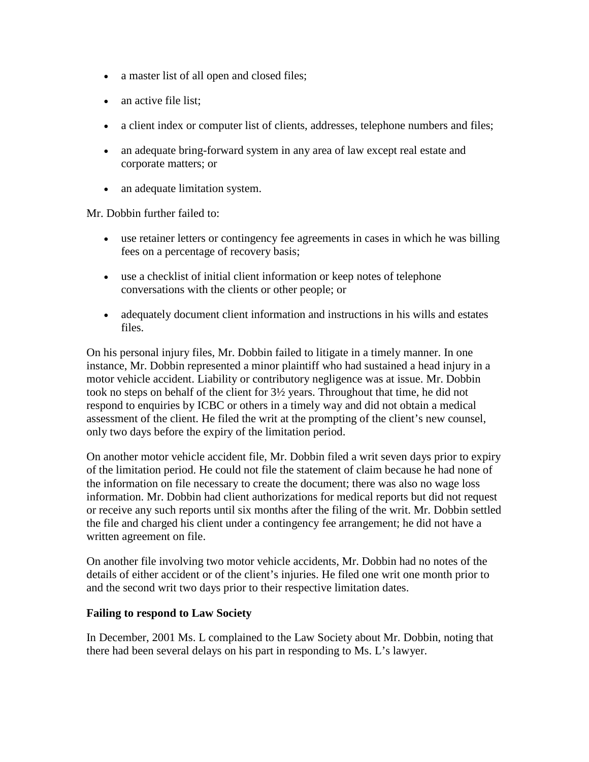- a master list of all open and closed files;
- an active file list;
- a client index or computer list of clients, addresses, telephone numbers and files;
- an adequate bring-forward system in any area of law except real estate and corporate matters; or
- an adequate limitation system.

Mr. Dobbin further failed to:

- use retainer letters or contingency fee agreements in cases in which he was billing fees on a percentage of recovery basis;
- use a checklist of initial client information or keep notes of telephone conversations with the clients or other people; or
- adequately document client information and instructions in his wills and estates files.

On his personal injury files, Mr. Dobbin failed to litigate in a timely manner. In one instance, Mr. Dobbin represented a minor plaintiff who had sustained a head injury in a motor vehicle accident. Liability or contributory negligence was at issue. Mr. Dobbin took no steps on behalf of the client for 3½ years. Throughout that time, he did not respond to enquiries by ICBC or others in a timely way and did not obtain a medical assessment of the client. He filed the writ at the prompting of the client's new counsel, only two days before the expiry of the limitation period.

On another motor vehicle accident file, Mr. Dobbin filed a writ seven days prior to expiry of the limitation period. He could not file the statement of claim because he had none of the information on file necessary to create the document; there was also no wage loss information. Mr. Dobbin had client authorizations for medical reports but did not request or receive any such reports until six months after the filing of the writ. Mr. Dobbin settled the file and charged his client under a contingency fee arrangement; he did not have a written agreement on file.

On another file involving two motor vehicle accidents, Mr. Dobbin had no notes of the details of either accident or of the client's injuries. He filed one writ one month prior to and the second writ two days prior to their respective limitation dates.

**Failing to respond to Law Society**

In December, 2001 Ms. L complained to the Law Society about Mr. Dobbin, noting that there had been several delays on his part in responding to Ms. L's lawyer.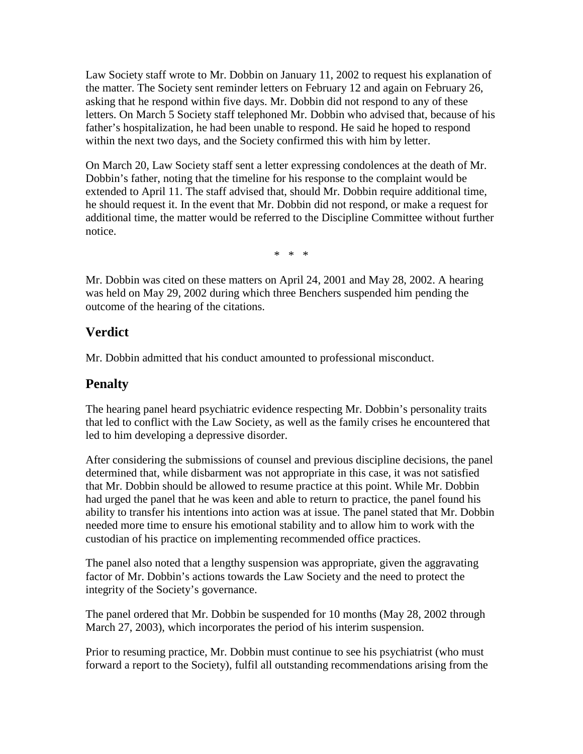Law Society staff wrote to Mr. Dobbin on January 11, 2002 to request his explanation of the matter. The Society sent reminder letters on February 12 and again on February 26, asking that he respond within five days. Mr. Dobbin did not respond to any of these letters. On March 5 Society staff telephoned Mr. Dobbin who advised that, because of his father's hospitalization, he had been unable to respond. He said he hoped to respond within the next two days, and the Society confirmed this with him by letter.

On March 20, Law Society staff sent a letter expressing condolences at the death of Mr. Dobbin's father, noting that the timeline for his response to the complaint would be extended to April 11. The staff advised that, should Mr. Dobbin require additional time, he should request it. In the event that Mr. Dobbin did not respond, or make a request for additional time, the matter would be referred to the Discipline Committee without further notice.

\* \* \*

Mr. Dobbin was cited on these matters on April 24, 2001 and May 28, 2002. A hearing was held on May 29, 2002 during which three Benchers suspended him pending the outcome of the hearing of the citations.

## Verdict

Mr. Dobbin admitted that his conduct amounted to professional misconduct.

## Penalty

The hearing panel heard psychiatric evidence respecting Mr. Dobbin's personality traits that led to conflict with the Law Society, as well as the family crises he encountered that led to him developing a depressive disorder.

After considering the submissions of counsel and previous discipline decisions, the panel determined that, while disbarment was not appropriate in this case, it was not satisfied that Mr. Dobbin should be allowed to resume practice at this point. While Mr. Dobbin had urged the panel that he was keen and able to return to practice, the panel found his ability to transfer his intentions into action was at issue. The panel stated that Mr. Dobbin needed more time to ensure his emotional stability and to allow him to work with the custodian of his practice on implementing recommended office practices.

The panel also noted that a lengthy suspension was appropriate, given the aggravating factor of Mr. Dobbin's actions towards the Law Society and the need to protect the integrity of the Society's governance.

The panel ordered that Mr. Dobbin be suspended for 10 months (May 28, 2002 through March 27, 2003), which incorporates the period of his interim suspension.

Prior to resuming practice, Mr. Dobbin must continue to see his psychiatrist (who must forward a report to the Society), fulfil all outstanding recommendations arising from the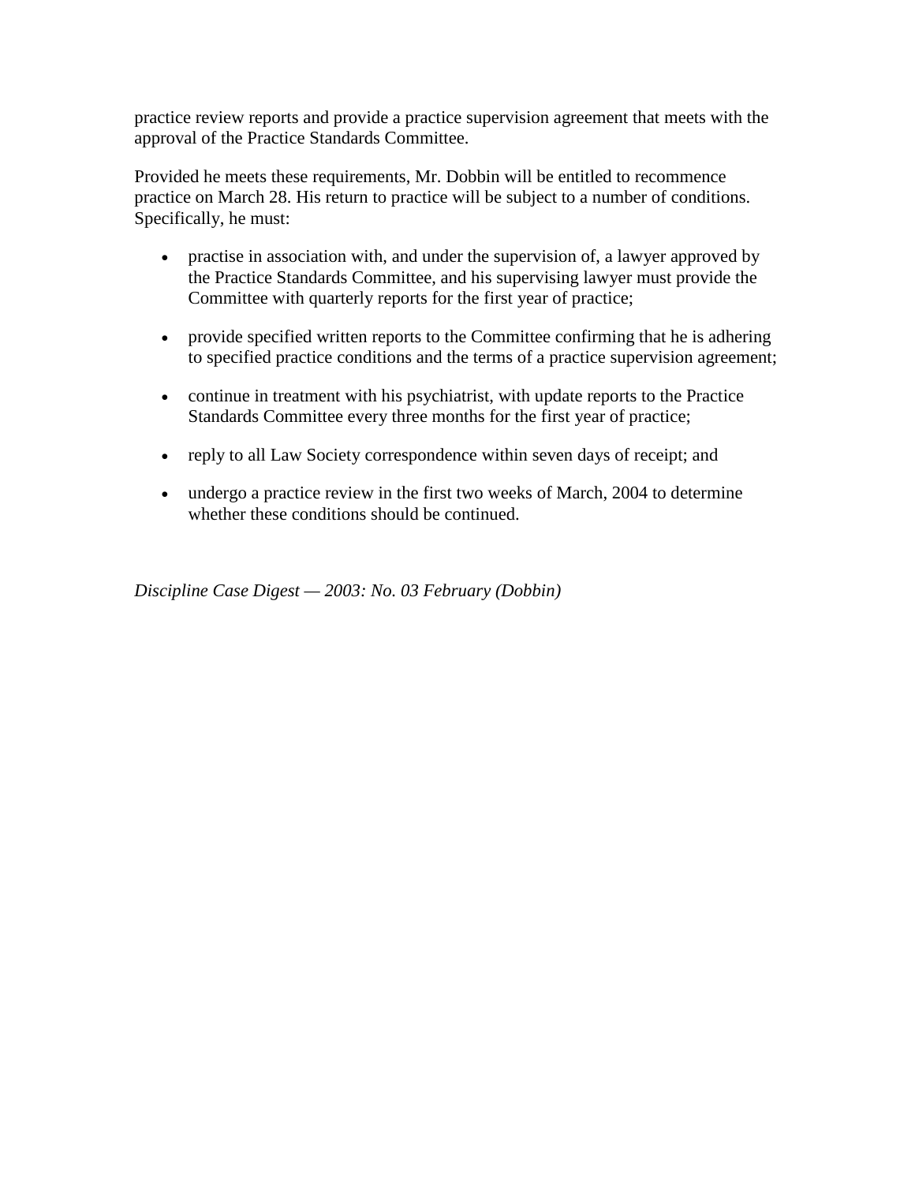practice review reports and provide a practice supervision agreement that meets with the approval of the Practice Standards Committee.

Provided he meets these requirements, Mr. Dobbin will be entitled to recommence practice on March 28. His return to practice will be subject to a number of conditions. Specifically, he must:

- practise in association with, and under the supervision of, a lawyer approved by the Practice Standards Committee, and his supervising lawyer must provide the Committee with quarterly reports for the first year of practice;
- provide specified written reports to the Committee confirming that he is adhering to specified practice conditions and the terms of a practice supervision agreement;
- continue in treatment with his psychiatrist, with update reports to the Practice Standards Committee every three months for the first year of practice;
- reply to all Law Society correspondence within seven days of receipt; and
- undergo a practice review in the first two weeks of March, 2004 to determine whether these conditions should be continued.

*Discipline Case Digest — 2003: No. 03 February (Dobbin)*